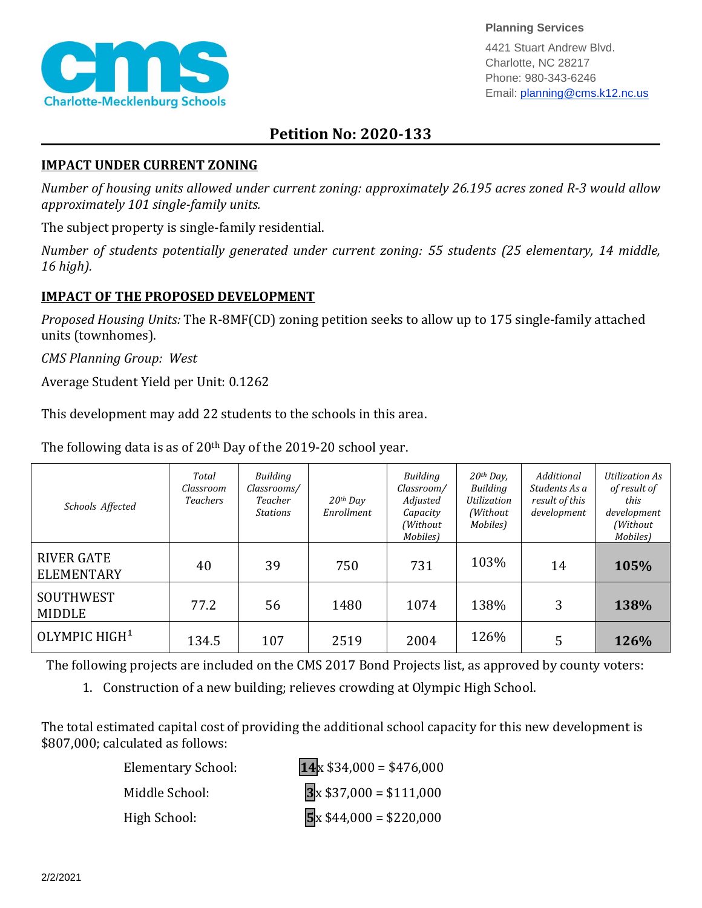**Planning Services**

4421 Stuart Andrew Blvd.
Charlotte, NC 28217
Phone: 980-343-6246
Email: planning@cms.k12.nc.us

Charlotte-Mecklenburg Schools

# Petition No: 2020-133

## IMPACT UNDER CURRENT ZONING

*Number of housing units allowed under current zoning: approximately 26.195 acres zoned R-3 would allow approximately 101 single-family units.*

The subject property is single-family residential.

*Number of students potentially generated under current zoning: 55 students (25 elementary, 14 middle, 16 high).*

## IMPACT OF THE PROPOSED DEVELOPMENT

*Proposed Housing Units:* The R-8MF(CD) zoning petition seeks to allow up to 175 single-family attached units (townhomes).

*CMS Planning Group: West*

Average Student Yield per Unit: 0.1262

This development may add 22 students to the schools in this area.

The following data is as of 20th Day of the 2019-20 school year.

| *Schools Affected* | *Total Classroom Teachers* | *Building Classrooms/ Teacher Stations* | *20th Day Enrollment* | *Building Classroom/ Adjusted Capacity (Without Mobiles)* | *20th Day, Building Utilization (Without Mobiles)* | *Additional Students As a result of this development* | *Utilization As of result of this development (Without Mobiles)* |
|---|---|---|---|---|---|---|---|
| RIVER GATE ELEMENTARY | 40 | 39 | 750 | 731 | 103% | 14 | **105%** |
| SOUTHWEST MIDDLE | 77.2 | 56 | 1480 | 1074 | 138% | 3 | **138%** |
| OLYMPIC HIGH[1] | 134.5 | 107 | 2519 | 2004 | 126% | 5 | **126%** |

The following projects are included on the CMS 2017 Bond Projects list, as approved by county voters:

1. Construction of a new building; relieves crowding at Olympic High School.

The total estimated capital cost of providing the additional school capacity for this new development is $807,000; calculated as follows:

Elementary School: **14** x $34,000 = $476,000

Middle School: **3** x $37,000 = $111,000

High School: **5** x $44,000 = $220,000

2/2/2021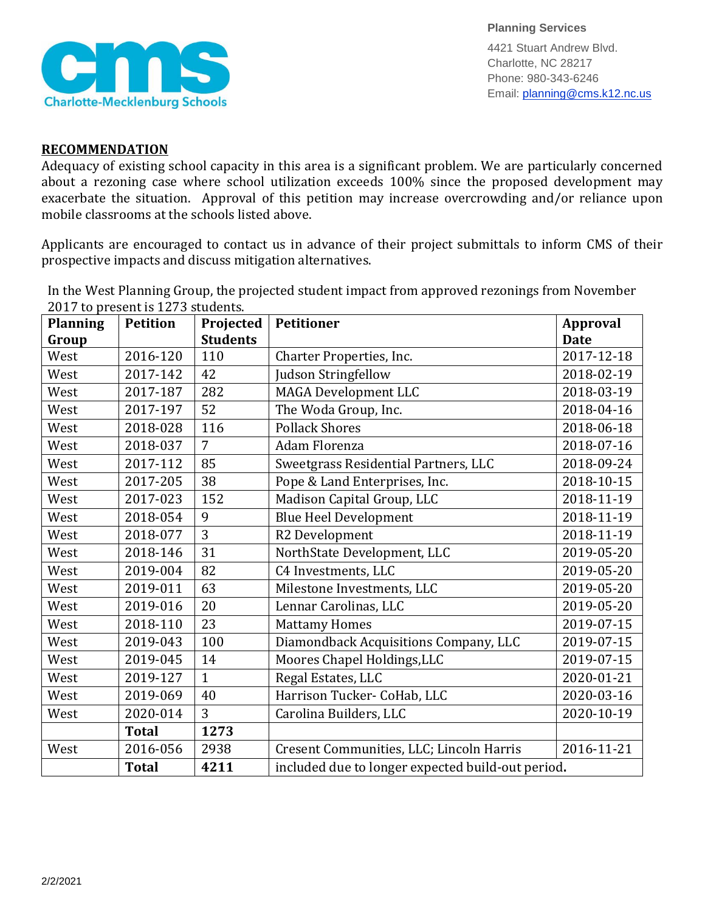Planning Services

4421 Stuart Andrew Blvd.
Charlotte, NC 28217
Phone: 980-343-6246
Email: planning@cms.k12.nc.us

## RECOMMENDATION

Adequacy of existing school capacity in this area is a significant problem. We are particularly concerned about a rezoning case where school utilization exceeds 100% since the proposed development may exacerbate the situation. Approval of this petition may increase overcrowding and/or reliance upon mobile classrooms at the schools listed above.

Applicants are encouraged to contact us in advance of their project submittals to inform CMS of their prospective impacts and discuss mitigation alternatives.

In the West Planning Group, the projected student impact from approved rezonings from November 2017 to present is 1273 students.

| Planning Group | Petition | Projected Students | Petitioner | Approval Date |
|---|---|---|---|---|
| West | 2016-120 | 110 | Charter Properties, Inc. | 2017-12-18 |
| West | 2017-142 | 42 | Judson Stringfellow | 2018-02-19 |
| West | 2017-187 | 282 | MAGA Development LLC | 2018-03-19 |
| West | 2017-197 | 52 | The Woda Group, Inc. | 2018-04-16 |
| West | 2018-028 | 116 | Pollack Shores | 2018-06-18 |
| West | 2018-037 | 7 | Adam Florenza | 2018-07-16 |
| West | 2017-112 | 85 | Sweetgrass Residential Partners, LLC | 2018-09-24 |
| West | 2017-205 | 38 | Pope & Land Enterprises, Inc. | 2018-10-15 |
| West | 2017-023 | 152 | Madison Capital Group, LLC | 2018-11-19 |
| West | 2018-054 | 9 | Blue Heel Development | 2018-11-19 |
| West | 2018-077 | 3 | R2 Development | 2018-11-19 |
| West | 2018-146 | 31 | NorthState Development, LLC | 2019-05-20 |
| West | 2019-004 | 82 | C4 Investments, LLC | 2019-05-20 |
| West | 2019-011 | 63 | Milestone Investments, LLC | 2019-05-20 |
| West | 2019-016 | 20 | Lennar Carolinas, LLC | 2019-05-20 |
| West | 2018-110 | 23 | Mattamy Homes | 2019-07-15 |
| West | 2019-043 | 100 | Diamondback Acquisitions Company, LLC | 2019-07-15 |
| West | 2019-045 | 14 | Moores Chapel Holdings,LLC | 2019-07-15 |
| West | 2019-127 | 1 | Regal Estates, LLC | 2020-01-21 |
| West | 2019-069 | 40 | Harrison Tucker- CoHab, LLC | 2020-03-16 |
| West | 2020-014 | 3 | Carolina Builders, LLC | 2020-10-19 |
| | **Total** | **1273** | | |
| West | 2016-056 | 2938 | Cresent Communities, LLC; Lincoln Harris | 2016-11-21 |
| | **Total** | **4211** | included due to longer expected build-out period. | |

2/2/2021